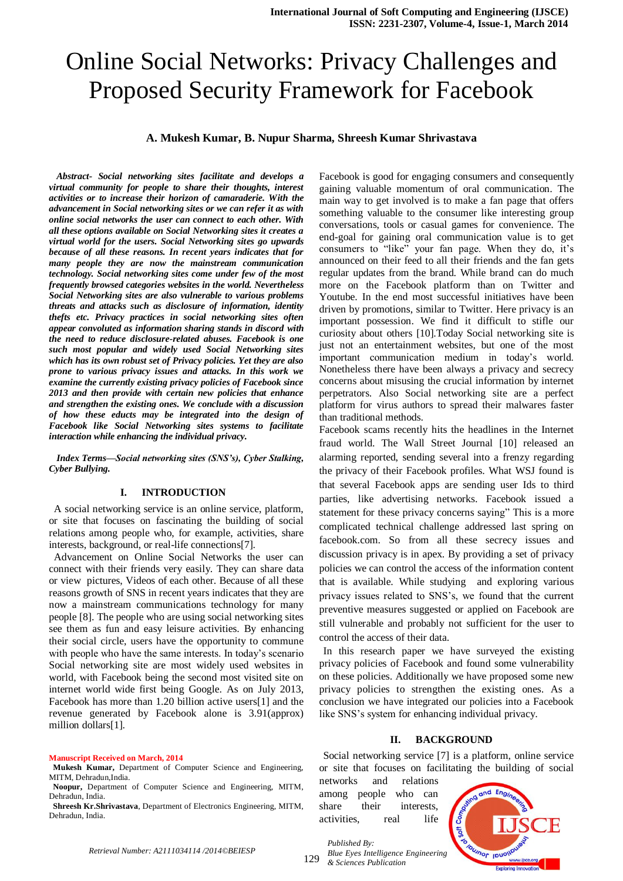# Online Social Networks: Privacy Challenges and Proposed Security Framework for Facebook

**A. Mukesh Kumar, B. Nupur Sharma, Shreesh Kumar Shrivastava**

***Abstract- Social networking sites facilitate and develops a virtual community for people to share their thoughts, interest activities or to increase their horizon of camaraderie. With the advancement in Social networking sites or we can refer it as with online social networks the user can connect to each other. With all these options available on Social Networking sites it creates a virtual world for the users. Social Networking sites go upwards because of all these reasons. In recent years indicates that for many people they are now the mainstream communication technology. Social networking sites come under few of the most frequently browsed categories websites in the world. Nevertheless Social Networking sites are also vulnerable to various problems threats and attacks such as disclosure of information, identity thefts etc. Privacy practices in social networking sites often appear convoluted as information sharing stands in discord with the need to reduce disclosure-related abuses. Facebook is one such most popular and widely used Social Networking sites which has its own robust set of Privacy policies. Yet they are also prone to various privacy issues and attacks. In this work we examine the currently existing privacy policies of Facebook since 2013 and then provide with certain new policies that enhance and strengthen the existing ones. We conclude with a discussion of how these educts may be integrated into the design of Facebook like Social Networking sites systems to facilitate interaction while enhancing the individual privacy.***

***Index Terms—Social networking sites (SNS's), Cyber Stalking, Cyber Bullying.***

## I. INTRODUCTION

A social networking service is an online service, platform, or site that focuses on fascinating the building of social relations among people who, for example, activities, share interests, background, or real-life connections[7].

Advancement on Online Social Networks the user can connect with their friends very easily. They can share data or view pictures, Videos of each other. Because of all these reasons growth of SNS in recent years indicates that they are now a mainstream communications technology for many people [8]. The people who are using social networking sites see them as fun and easy leisure activities. By enhancing their social circle, users have the opportunity to commune with people who have the same interests. In today's scenario Social networking site are most widely used websites in world, with Facebook being the second most visited site on internet world wide first being Google. As on July 2013, Facebook has more than 1.20 billion active users[1] and the revenue generated by Facebook alone is 3.91(approx) million dollars[1].

Facebook is good for engaging consumers and consequently gaining valuable momentum of oral communication. The main way to get involved is to make a fan page that offers something valuable to the consumer like interesting group conversations, tools or casual games for convenience. The end-goal for gaining oral communication value is to get consumers to "like" your fan page. When they do, it's announced on their feed to all their friends and the fan gets regular updates from the brand. While brand can do much more on the Facebook platform than on Twitter and Youtube. In the end most successful initiatives have been driven by promotions, similar to Twitter. Here privacy is an important possession. We find it difficult to stifle our curiosity about others [10].Today Social networking site is just not an entertainment websites, but one of the most important communication medium in today's world. Nonetheless there have been always a privacy and secrecy concerns about misusing the crucial information by internet perpetrators. Also Social networking site are a perfect platform for virus authors to spread their malwares faster than traditional methods.

Facebook scams recently hits the headlines in the Internet fraud world. The Wall Street Journal [10] released an alarming reported, sending several into a frenzy regarding the privacy of their Facebook profiles. What WSJ found is that several Facebook apps are sending user Ids to third parties, like advertising networks. Facebook issued a statement for these privacy concerns saying" This is a more complicated technical challenge addressed last spring on facebook.com. So from all these secrecy issues and discussion privacy is in apex. By providing a set of privacy policies we can control the access of the information content that is available. While studying and exploring various privacy issues related to SNS's, we found that the current preventive measures suggested or applied on Facebook are still vulnerable and probably not sufficient for the user to control the access of their data.

In this research paper we have surveyed the existing privacy policies of Facebook and found some vulnerability on these policies. Additionally we have proposed some new privacy policies to strengthen the existing ones. As a conclusion we have integrated our policies into a Facebook like SNS's system for enhancing individual privacy.

## II. BACKGROUND

Social networking service [7] is a platform, online service or site that focuses on facilitating the building of social networks and relations among people who can share their interests, activities, real life

**Manuscript Received on March, 2014**

**Mukesh Kumar,** Department of Computer Science and Engineering, MITM, Dehradun,India.

**Noopur,** Department of Computer Science and Engineering, MITM, Dehradun, India.

**Shreesh Kr.Shrivastava**, Department of Electronics Engineering, MITM, Dehradun, India.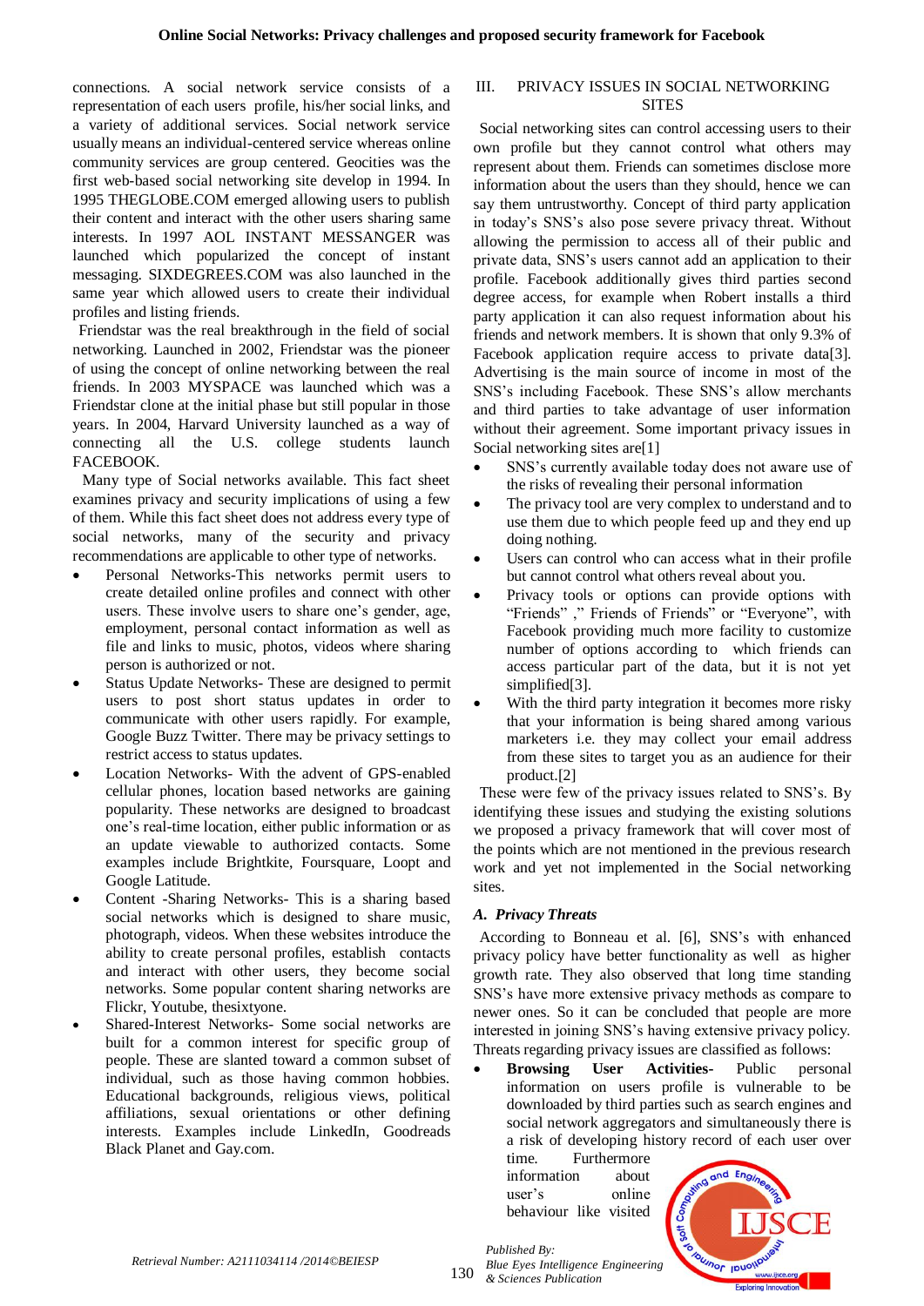connections. A social network service consists of a representation of each users profile, his/her social links, and a variety of additional services. Social network service usually means an individual-centered service whereas online community services are group centered. Geocities was the first web-based social networking site develop in 1994. In 1995 THEGLOBE.COM emerged allowing users to publish their content and interact with the other users sharing same interests. In 1997 AOL INSTANT MESSANGER was launched which popularized the concept of instant messaging. SIXDEGREES.COM was also launched in the same year which allowed users to create their individual profiles and listing friends.

Friendstar was the real breakthrough in the field of social networking. Launched in 2002, Friendstar was the pioneer of using the concept of online networking between the real friends. In 2003 MYSPACE was launched which was a Friendstar clone at the initial phase but still popular in those years. In 2004, Harvard University launched as a way of connecting all the U.S. college students launch FACEBOOK.

Many type of Social networks available. This fact sheet examines privacy and security implications of using a few of them. While this fact sheet does not address every type of social networks, many of the security and privacy recommendations are applicable to other type of networks.

- Personal Networks-This networks permit users to create detailed online profiles and connect with other users. These involve users to share one's gender, age, employment, personal contact information as well as file and links to music, photos, videos where sharing person is authorized or not.
- Status Update Networks- These are designed to permit users to post short status updates in order to communicate with other users rapidly. For example, Google Buzz Twitter. There may be privacy settings to restrict access to status updates.
- Location Networks- With the advent of GPS-enabled cellular phones, location based networks are gaining popularity. These networks are designed to broadcast one's real-time location, either public information or as an update viewable to authorized contacts. Some examples include Brightkite, Foursquare, Loopt and Google Latitude.
- Content -Sharing Networks- This is a sharing based social networks which is designed to share music, photograph, videos. When these websites introduce the ability to create personal profiles, establish contacts and interact with other users, they become social networks. Some popular content sharing networks are Flickr, Youtube, thesixtyone.
- Shared-Interest Networks- Some social networks are built for a common interest for specific group of people. These are slanted toward a common subset of individual, such as those having common hobbies. Educational backgrounds, religious views, political affiliations, sexual orientations or other defining interests. Examples include LinkedIn, Goodreads Black Planet and Gay.com.

## III. PRIVACY ISSUES IN SOCIAL NETWORKING SITES

Social networking sites can control accessing users to their own profile but they cannot control what others may represent about them. Friends can sometimes disclose more information about the users than they should, hence we can say them untrustworthy. Concept of third party application in today's SNS's also pose severe privacy threat. Without allowing the permission to access all of their public and private data, SNS's users cannot add an application to their profile. Facebook additionally gives third parties second degree access, for example when Robert installs a third party application it can also request information about his friends and network members. It is shown that only 9.3% of Facebook application require access to private data[3]. Advertising is the main source of income in most of the SNS's including Facebook. These SNS's allow merchants and third parties to take advantage of user information without their agreement. Some important privacy issues in Social networking sites are[1]

- SNS's currently available today does not aware use of the risks of revealing their personal information
- The privacy tool are very complex to understand and to use them due to which people feed up and they end up doing nothing.
- Users can control who can access what in their profile but cannot control what others reveal about you.
- Privacy tools or options can provide options with "Friends" ," Friends of Friends" or "Everyone", with Facebook providing much more facility to customize number of options according to which friends can access particular part of the data, but it is not yet simplified[3].
- With the third party integration it becomes more risky that your information is being shared among various marketers i.e. they may collect your email address from these sites to target you as an audience for their product.[2]

These were few of the privacy issues related to SNS's. By identifying these issues and studying the existing solutions we proposed a privacy framework that will cover most of the points which are not mentioned in the previous research work and yet not implemented in the Social networking sites.

### *A. Privacy Threats*

According to Bonneau et al. [6], SNS's with enhanced privacy policy have better functionality as well as higher growth rate. They also observed that long time standing SNS's have more extensive privacy methods as compare to newer ones. So it can be concluded that people are more interested in joining SNS's having extensive privacy policy. Threats regarding privacy issues are classified as follows:

- **Browsing User Activities-** Public personal information on users profile is vulnerable to be downloaded by third parties such as search engines and social network aggregators and simultaneously there is a risk of developing history record of each user over time. Furthermore information about user's online behaviour like visited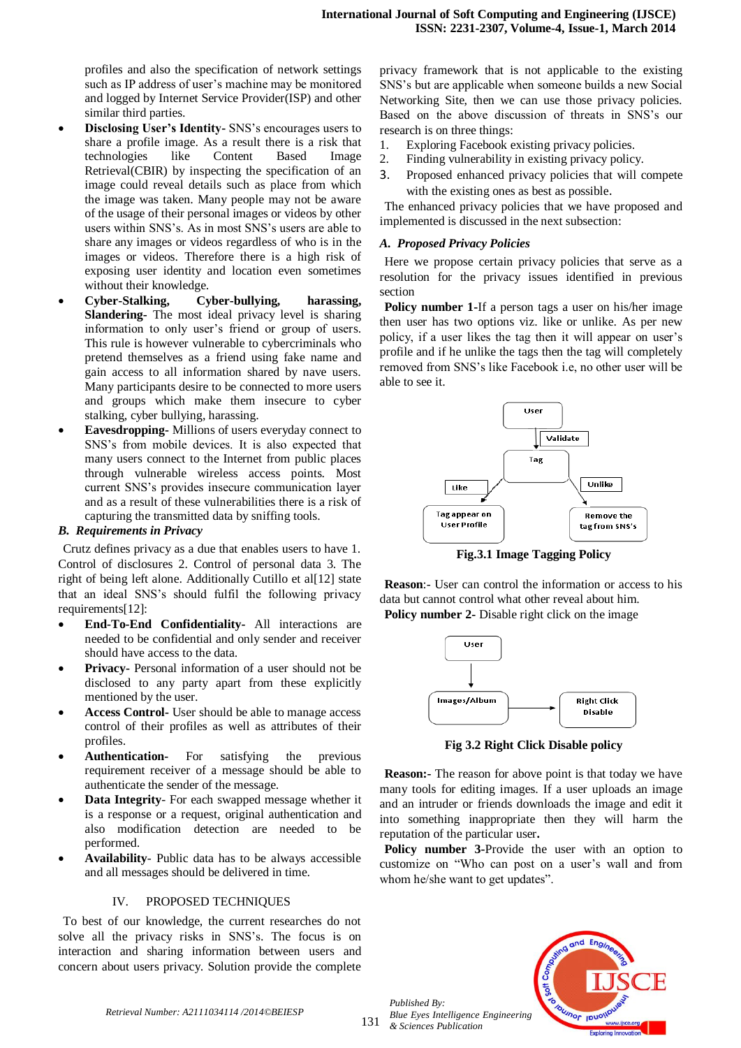profiles and also the specification of network settings such as IP address of user's machine may be monitored and logged by Internet Service Provider(ISP) and other similar third parties.

- **Disclosing User's Identity-** SNS's encourages users to share a profile image. As a result there is a risk that technologies like Content Based Image Retrieval(CBIR) by inspecting the specification of an image could reveal details such as place from which the image was taken. Many people may not be aware of the usage of their personal images or videos by other users within SNS's. As in most SNS's users are able to share any images or videos regardless of who is in the images or videos. Therefore there is a high risk of exposing user identity and location even sometimes without their knowledge.
- **Cyber-Stalking, Cyber-bullying, harassing, Slandering-** The most ideal privacy level is sharing information to only user's friend or group of users. This rule is however vulnerable to cybercriminals who pretend themselves as a friend using fake name and gain access to all information shared by nave users. Many participants desire to be connected to more users and groups which make them insecure to cyber stalking, cyber bullying, harassing.
- **Eavesdropping-** Millions of users everyday connect to SNS's from mobile devices. It is also expected that many users connect to the Internet from public places through vulnerable wireless access points. Most current SNS's provides insecure communication layer and as a result of these vulnerabilities there is a risk of capturing the transmitted data by sniffing tools.

### *B. Requirements in Privacy*

Crutz defines privacy as a due that enables users to have 1. Control of disclosures 2. Control of personal data 3. The right of being left alone. Additionally Cutillo et al[12] state that an ideal SNS's should fulfil the following privacy requirements[12]:

- **End-To-End Confidentiality-** All interactions are needed to be confidential and only sender and receiver should have access to the data.
- **Privacy-** Personal information of a user should not be disclosed to any party apart from these explicitly mentioned by the user.
- **Access Control-** User should be able to manage access control of their profiles as well as attributes of their profiles.
- **Authentication-** For satisfying the previous requirement receiver of a message should be able to authenticate the sender of the message.
- **Data Integrity-** For each swapped message whether it is a response or a request, original authentication and also modification detection are needed to be performed.
- **Availability-** Public data has to be always accessible and all messages should be delivered in time.

## IV. PROPOSED TECHNIQUES

To best of our knowledge, the current researches do not solve all the privacy risks in SNS's. The focus is on interaction and sharing information between users and concern about users privacy. Solution provide the complete privacy framework that is not applicable to the existing SNS's but are applicable when someone builds a new Social Networking Site, then we can use those privacy policies. Based on the above discussion of threats in SNS's our research is on three things:

1. Exploring Facebook existing privacy policies.
2. Finding vulnerability in existing privacy policy.
3. Proposed enhanced privacy policies that will compete with the existing ones as best as possible.

The enhanced privacy policies that we have proposed and implemented is discussed in the next subsection:

### *A. Proposed Privacy Policies*

Here we propose certain privacy policies that serve as a resolution for the privacy issues identified in previous section

**Policy number 1**-If a person tags a user on his/her image then user has two options viz. like or unlike. As per new policy, if a user likes the tag then it will appear on user's profile and if he unlike the tags then the tag will completely removed from SNS's like Facebook i.e, no other user will be able to see it.

**Fig.3.1 Image Tagging Policy**

**Reason**:- User can control the information or access to his data but cannot control what other reveal about him.

**Policy number 2-** Disable right click on the image

**Fig 3.2 Right Click Disable policy**

**Reason:-** The reason for above point is that today we have many tools for editing images. If a user uploads an image and an intruder or friends downloads the image and edit it into something inappropriate then they will harm the reputation of the particular user.

**Policy number 3**-Provide the user with an option to customize on "Who can post on a user's wall and from whom he/she want to get updates".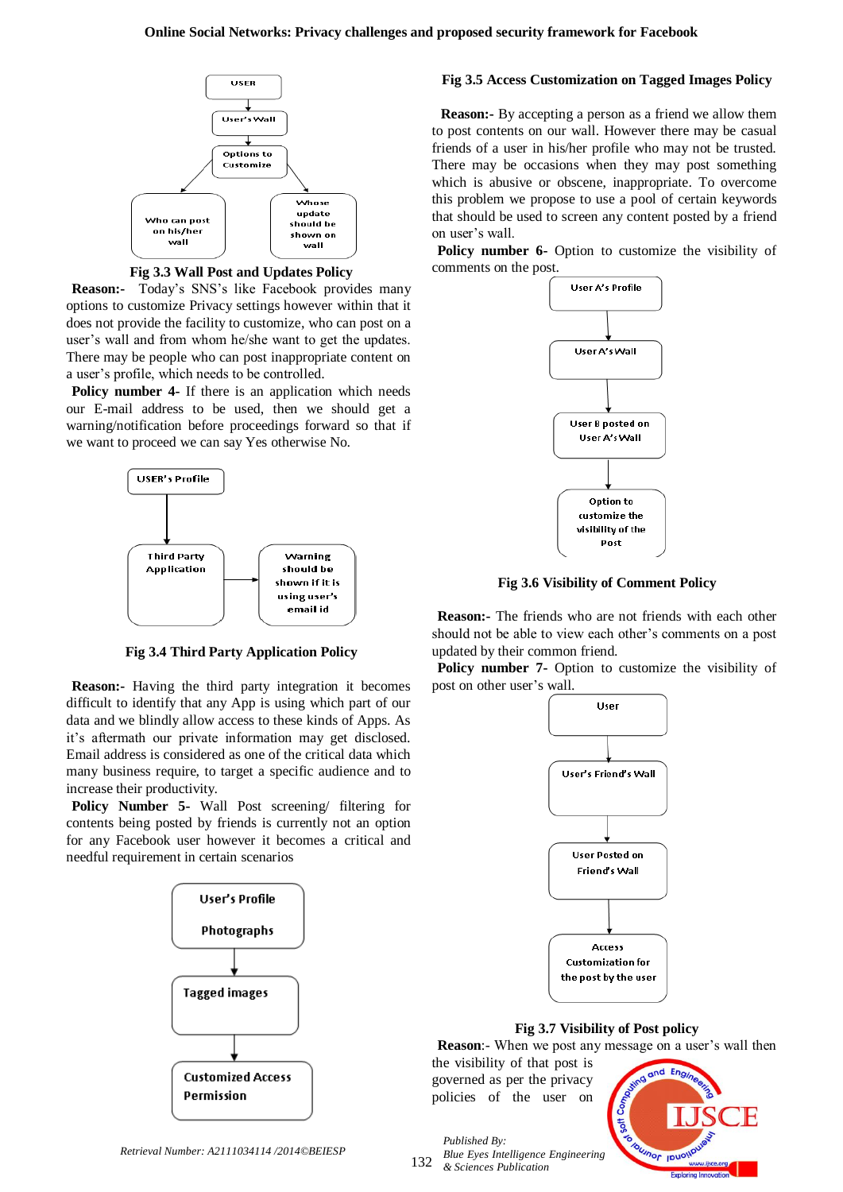**Fig 3.3 Wall Post and Updates Policy**

**Reason:-** Today's SNS's like Facebook provides many options to customize Privacy settings however within that it does not provide the facility to customize, who can post on a user's wall and from whom he/she want to get the updates. There may be people who can post inappropriate content on a user's profile, which needs to be controlled.

**Policy number 4-** If there is an application which needs our E-mail address to be used, then we should get a warning/notification before proceedings forward so that if we want to proceed we can say Yes otherwise No.

**Fig 3.4 Third Party Application Policy**

**Reason:-** Having the third party integration it becomes difficult to identify that any App is using which part of our data and we blindly allow access to these kinds of Apps. As it's aftermath our private information may get disclosed. Email address is considered as one of the critical data which many business require, to target a specific audience and to increase their productivity.

**Policy Number 5-** Wall Post screening/ filtering for contents being posted by friends is currently not an option for any Facebook user however it becomes a critical and needful requirement in certain scenarios

**Fig 3.5 Access Customization on Tagged Images Policy**

**Reason:-** By accepting a person as a friend we allow them to post contents on our wall. However there may be casual friends of a user in his/her profile who may not be trusted. There may be occasions when they may post something which is abusive or obscene, inappropriate. To overcome this problem we propose to use a pool of certain keywords that should be used to screen any content posted by a friend on user's wall.

**Policy number 6-** Option to customize the visibility of comments on the post.

**Fig 3.6 Visibility of Comment Policy**

**Reason:-** The friends who are not friends with each other should not be able to view each other's comments on a post updated by their common friend.

**Policy number 7-** Option to customize the visibility of post on other user's wall.

**Fig 3.7 Visibility of Post policy**

**Reason**:- When we post any message on a user's wall then the visibility of that post is governed as per the privacy policies of the user on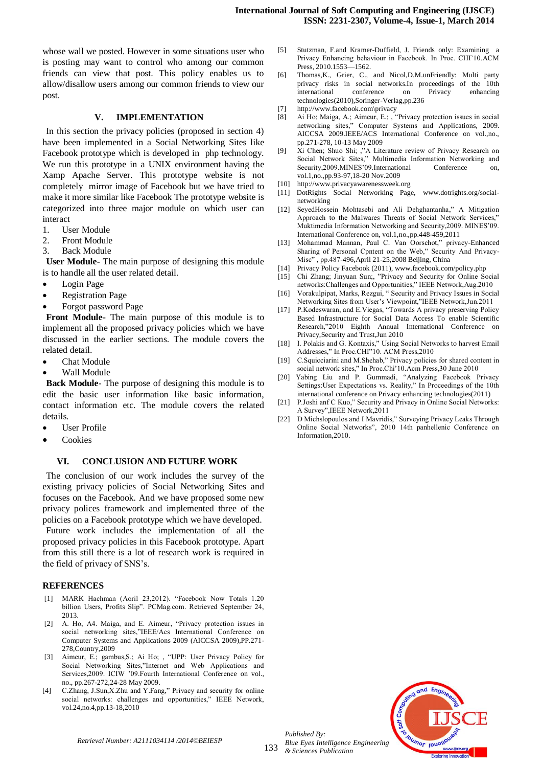whose wall we posted. However in some situations user who is posting may want to control who among our common friends can view that post. This policy enables us to allow/disallow users among our common friends to view our post.

## V. IMPLEMENTATION

In this section the privacy policies (proposed in section 4) have been implemented in a Social Networking Sites like Facebook prototype which is developed in php technology. We run this prototype in a UNIX environment having the Xamp Apache Server. This prototype website is not completely mirror image of Facebook but we have tried to make it more similar like Facebook The prototype website is categorized into three major module on which user can interact

1. User Module
2. Front Module
3. Back Module

**User Module-** The main purpose of designing this module is to handle all the user related detail.

- Login Page
- Registration Page
- Forgot password Page

**Front Module-** The main purpose of this module is to implement all the proposed privacy policies which we have discussed in the earlier sections. The module covers the related detail.

- Chat Module
- Wall Module

**Back Module-** The purpose of designing this module is to edit the basic user information like basic information, contact information etc. The module covers the related details.

- User Profile
- Cookies

## VI. CONCLUSION AND FUTURE WORK

The conclusion of our work includes the survey of the existing privacy policies of Social Networking Sites and focuses on the Facebook. And we have proposed some new privacy polices framework and implemented three of the policies on a Facebook prototype which we have developed.

Future work includes the implementation of all the proposed privacy policies in this Facebook prototype. Apart from this still there is a lot of research work is required in the field of privacy of SNS's.

## REFERENCES

[1] MARK Hachman (Aoril 23,2012). "Facebook Now Totals 1.20 billion Users, Profits Slip". PCMag.com. Retrieved September 24, 2013.

[2] A. Ho, A4. Maiga, and E. Aimeur, "Privacy protection issues in social networking sites,"IEEE/Acs International Conference on Computer Systems and Applications 2009 (AICCSA 2009),PP.271-278,Country,2009

[3] Aimeur, E.; gambus,S.; Ai Ho; , "UPP: User Privacy Policy for Social Networking Sites,"Internet and Web Applications and Services,2009. ICIW '09.Fourth International Conference on vol., no., pp.267-272,24-28 May 2009.

[4] C.Zhang, J.Sun,X.Zhu and Y.Fang," Privacy and security for online social networks: challenges and opportunities," IEEE Network, vol.24,no.4,pp.13-18,2010

[5] Stutzman, F.and Kramer-Duffield, J. Friends only: Examining a Privacy Enhancing behaviour in Facebook. In Proc. CHI'10.ACM Press, 2010.1553—1562.

[6] Thomas,K., Grier, C., and Nicol,D.M.unFriendly: Multi party privacy risks in social networks.In proceedings of the 10th international conference on Privacy enhancing technologies(2010),Soringer-Verlag,pp.236

[7] http://www.facebook.com\privacy

[8] Ai Ho; Maiga, A.; Aimeur, E.; , "Privacy protection issues in social networking sites," Computer Systems and Applications, 2009. AICCSA 2009.IEEE/ACS International Conference on vol.,no., pp.271-278, 10-13 May 2009

[9] Xi Chen; Shuo Shi; ,"A Literature review of Privacy Research on Social Network Sites," Multimedia Information Networking and Security,2009.MINES'09.International Conference on, vol.1,no.,pp.93-97,18-20 Nov.2009

[10] http://www.privacyawarenessweek.org

[11] DotRights Social Networking Page, www.dotrights.org/social-networking

[12] SeyedHossein Mohtasebi and Ali Dehghantanha," A Mitigation Approach to the Malwares Threats of Social Network Services," Muktimedia Information Networking and Security,2009. MINES'09. International Conference on, vol.1,no.,pp.448-459,2011

[13] Mohammad Mannan, Paul C. Van Oorschot," privacy-Enhanced Sharing of Personal Cpntent on the Web," Security And Privacy-Misc" , pp.487-496,April 21-25,2008 Beijing, China

[14] Privacy Policy Facebook (2011), www.facebook.com/policy.php

[15] Chi Zhang; Jinyuan Sun;, "Privacy and Security for Online Social networks:Challenges and Opportunities," IEEE Network,Aug.2010

[16] Vorakulpipat, Marks, Rezgui, " Security and Privacy Issues in Social Networking Sites from User's Viewpoint,"IEEE Network,Jun.2011

[17] P.Kodeswaran, and E.Viegas, "Towards A privacy preserving Policy Based Infrastructure for Social Data Access To enable Scientific Research,"2010 Eighth Annual International Conference on Privacy,Security and Trust,Jun 2010

[18] I. Polakis and G. Kontaxis," Using Social Networks to harvest Email Addresses," In Proc.CHI"10. ACM Press,2010

[19] C.Squicciarini and M.Shehab," Privacy policies for shared content in social network sites," In Proc.Chi'10.Acm Press,30 June 2010

[20] Yabing Liu and P. Gummadi, "Analyzing Facebook Privacy Settings:User Expectations vs. Reality," In Proceedings of the 10th international conference on Privacy enhancing technologies(2011)

[21] P.Joshi anf C Kuo," Security and Privacy in Online Social Networks: A Survey",IEEE Network,2011

[22] D Michslopoulos and I Mavridis," Surveying Privacy Leaks Through Online Social Networks", 2010 14th panhellenic Conference on Information,2010.